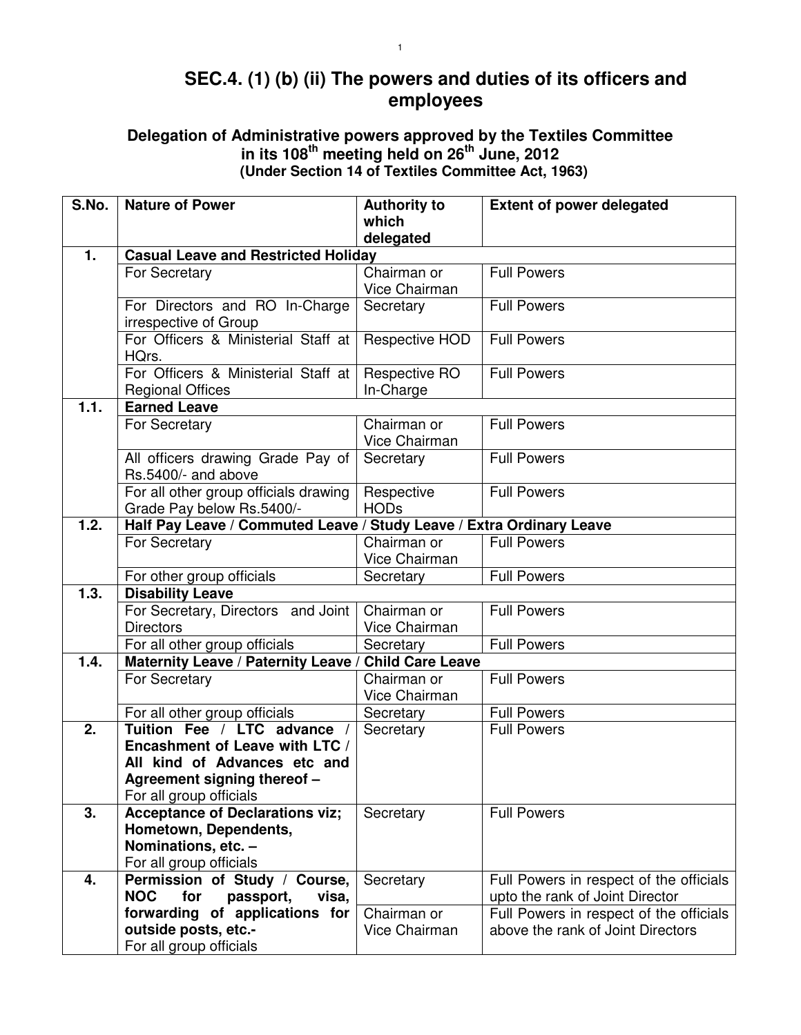# SEC.4. (1) (b) (ii) The powers and duties of its officers and employees

### Delegation of Administrative powers approved by the Textiles Committee in its 108th meeting held on 26th June, 2012
**(Under Section 14 of Textiles Committee Act, 1963)**

| S.No. | Nature of Power | Authority to which delegated | Extent of power delegated |
|---|---|---|---|
| **1.** | **Casual Leave and Restricted Holiday** | | |
| | For Secretary | Chairman or Vice Chairman | Full Powers |
| | For Directors and RO In-Charge irrespective of Group | Secretary | Full Powers |
| | For Officers & Ministerial Staff at HQrs. | Respective HOD | Full Powers |
| | For Officers & Ministerial Staff at Regional Offices | Respective RO In-Charge | Full Powers |
| **1.1.** | **Earned Leave** | | |
| | For Secretary | Chairman or Vice Chairman | Full Powers |
| | All officers drawing Grade Pay of Rs.5400/- and above | Secretary | Full Powers |
| | For all other group officials drawing Grade Pay below Rs.5400/- | Respective HODs | Full Powers |
| **1.2.** | **Half Pay Leave / Commuted Leave / Study Leave / Extra Ordinary Leave** | | |
| | For Secretary | Chairman or Vice Chairman | Full Powers |
| | For other group officials | Secretary | Full Powers |
| **1.3.** | **Disability Leave** | | |
| | For Secretary, Directors and Joint Directors | Chairman or Vice Chairman | Full Powers |
| | For all other group officials | Secretary | Full Powers |
| **1.4.** | **Maternity Leave / Paternity Leave / Child Care Leave** | | |
| | For Secretary | Chairman or Vice Chairman | Full Powers |
| | For all other group officials | Secretary | Full Powers |
| **2.** | **Tuition Fee / LTC advance / Encashment of Leave with LTC / All kind of Advances etc and Agreement signing thereof –** For all group officials | Secretary | Full Powers |
| **3.** | **Acceptance of Declarations viz; Hometown, Dependents, Nominations, etc. –** For all group officials | Secretary | Full Powers |
| **4.** | **Permission of Study / Course, NOC for passport, visa, forwarding of applications for outside posts, etc.-** For all group officials | Secretary | Full Powers in respect of the officials upto the rank of Joint Director |
| | | Chairman or Vice Chairman | Full Powers in respect of the officials above the rank of Joint Directors |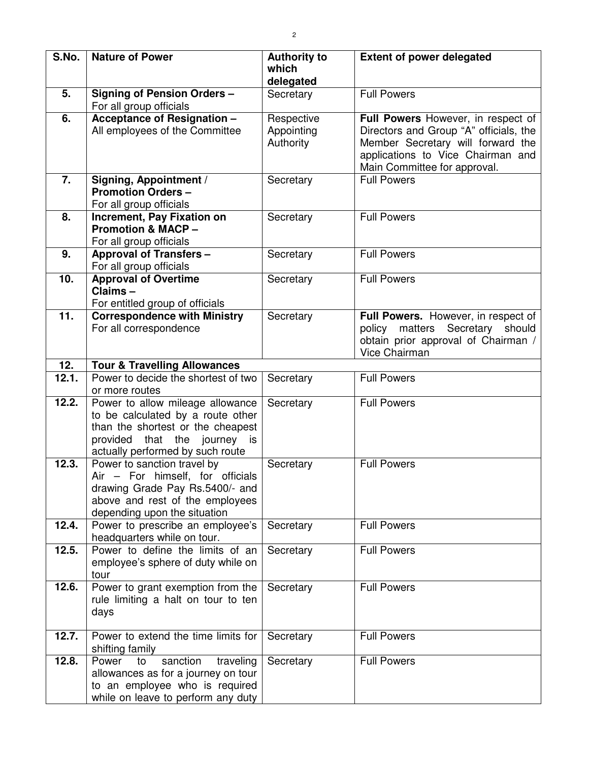| S.No. | Nature of Power | Authority to which delegated | Extent of power delegated |
|---|---|---|---|
| **5.** | **Signing of Pension Orders –** For all group officials | Secretary | Full Powers |
| **6.** | **Acceptance of Resignation –** All employees of the Committee | Respective Appointing Authority | **Full Powers** However, in respect of Directors and Group "A" officials, the Member Secretary will forward the applications to Vice Chairman and Main Committee for approval. |
| **7.** | **Signing, Appointment / Promotion Orders –** For all group officials | Secretary | Full Powers |
| **8.** | **Increment, Pay Fixation on Promotion & MACP –** For all group officials | Secretary | Full Powers |
| **9.** | **Approval of Transfers –** For all group officials | Secretary | Full Powers |
| **10.** | **Approval of Overtime Claims –** For entitled group of officials | Secretary | Full Powers |
| **11.** | **Correspondence with Ministry** For all correspondence | Secretary | **Full Powers.** However, in respect of policy matters Secretary should obtain prior approval of Chairman / Vice Chairman |
| **12.** | **Tour & Travelling Allowances** | | |
| **12.1.** | Power to decide the shortest of two or more routes | Secretary | Full Powers |
| **12.2.** | Power to allow mileage allowance to be calculated by a route other than the shortest or the cheapest provided that the journey is actually performed by such route | Secretary | Full Powers |
| **12.3.** | Power to sanction travel by Air – For himself, for officials drawing Grade Pay Rs.5400/- and above and rest of the employees depending upon the situation | Secretary | Full Powers |
| **12.4.** | Power to prescribe an employee's headquarters while on tour. | Secretary | Full Powers |
| **12.5.** | Power to define the limits of an employee's sphere of duty while on tour | Secretary | Full Powers |
| **12.6.** | Power to grant exemption from the rule limiting a halt on tour to ten days | Secretary | Full Powers |
| **12.7.** | Power to extend the time limits for shifting family | Secretary | Full Powers |
| **12.8.** | Power to sanction traveling allowances as for a journey on tour to an employee who is required while on leave to perform any duty | Secretary | Full Powers |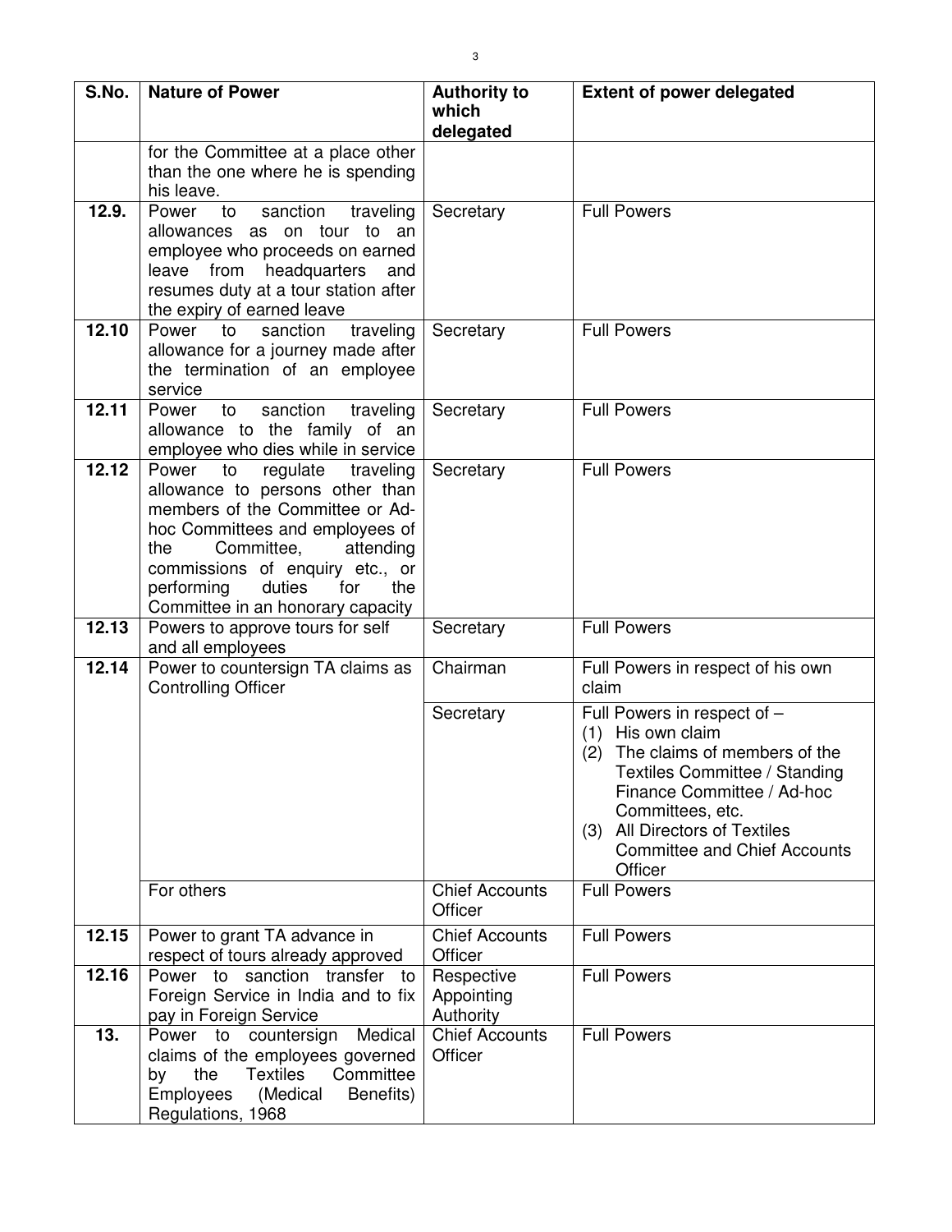| S.No. | Nature of Power | Authority to which delegated | Extent of power delegated |
|---|---|---|---|
| | for the Committee at a place other than the one where he is spending his leave. | | |
| **12.9.** | Power to sanction traveling allowances as on tour to an employee who proceeds on earned leave from headquarters and resumes duty at a tour station after the expiry of earned leave | Secretary | Full Powers |
| **12.10** | Power to sanction traveling allowance for a journey made after the termination of an employee service | Secretary | Full Powers |
| **12.11** | Power to sanction traveling allowance to the family of an employee who dies while in service | Secretary | Full Powers |
| **12.12** | Power to regulate traveling allowance to persons other than members of the Committee or Ad-hoc Committees and employees of the Committee, attending commissions of enquiry etc., or performing duties for the Committee in an honorary capacity | Secretary | Full Powers |
| **12.13** | Powers to approve tours for self and all employees | Secretary | Full Powers |
| **12.14** | Power to countersign TA claims as Controlling Officer | Chairman | Full Powers in respect of his own claim |
| | | Secretary | Full Powers in respect of –<br>(1) His own claim<br>(2) The claims of members of the Textiles Committee / Standing Finance Committee / Ad-hoc Committees, etc.<br>(3) All Directors of Textiles Committee and Chief Accounts Officer |
| | For others | Chief Accounts Officer | Full Powers |
| **12.15** | Power to grant TA advance in respect of tours already approved | Chief Accounts Officer | Full Powers |
| **12.16** | Power to sanction transfer to Foreign Service in India and to fix pay in Foreign Service | Respective Appointing Authority | Full Powers |
| **13.** | Power to countersign Medical claims of the employees governed by the Textiles Committee Employees (Medical Benefits) Regulations, 1968 | Chief Accounts Officer | Full Powers |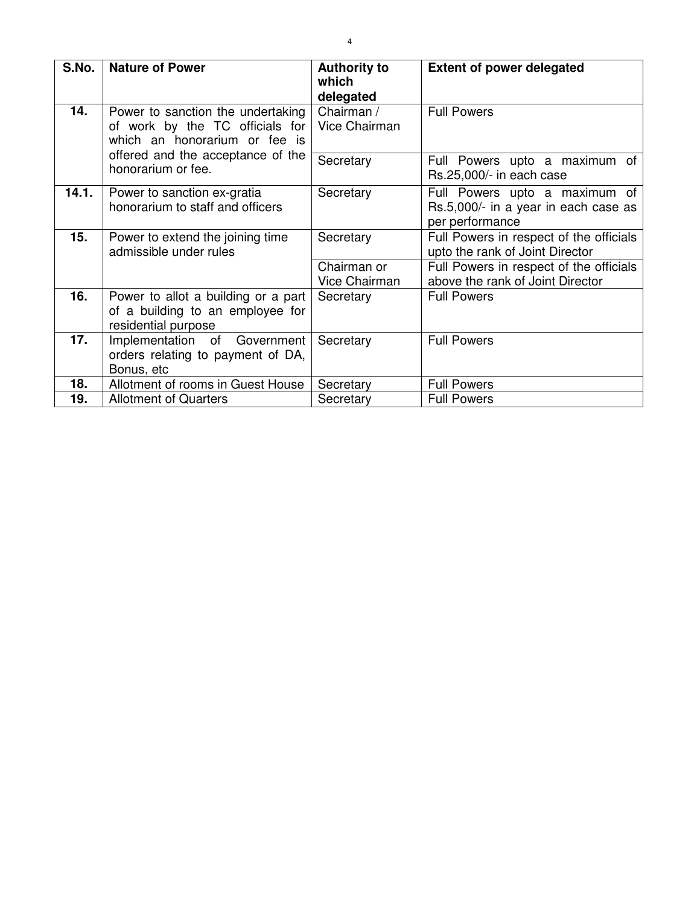| S.No. | Nature of Power | Authority to which delegated | Extent of power delegated |
|---|---|---|---|
| **14.** | Power to sanction the undertaking of work by the TC officials for which an honorarium or fee is offered and the acceptance of the honorarium or fee. | Chairman / Vice Chairman | Full Powers |
| | | Secretary | Full Powers upto a maximum of Rs.25,000/- in each case |
| **14.1.** | Power to sanction ex-gratia honorarium to staff and officers | Secretary | Full Powers upto a maximum of Rs.5,000/- in a year in each case as per performance |
| **15.** | Power to extend the joining time admissible under rules | Secretary | Full Powers in respect of the officials upto the rank of Joint Director |
| | | Chairman or Vice Chairman | Full Powers in respect of the officials above the rank of Joint Director |
| **16.** | Power to allot a building or a part of a building to an employee for residential purpose | Secretary | Full Powers |
| **17.** | Implementation of Government orders relating to payment of DA, Bonus, etc | Secretary | Full Powers |
| **18.** | Allotment of rooms in Guest House | Secretary | Full Powers |
| **19.** | Allotment of Quarters | Secretary | Full Powers |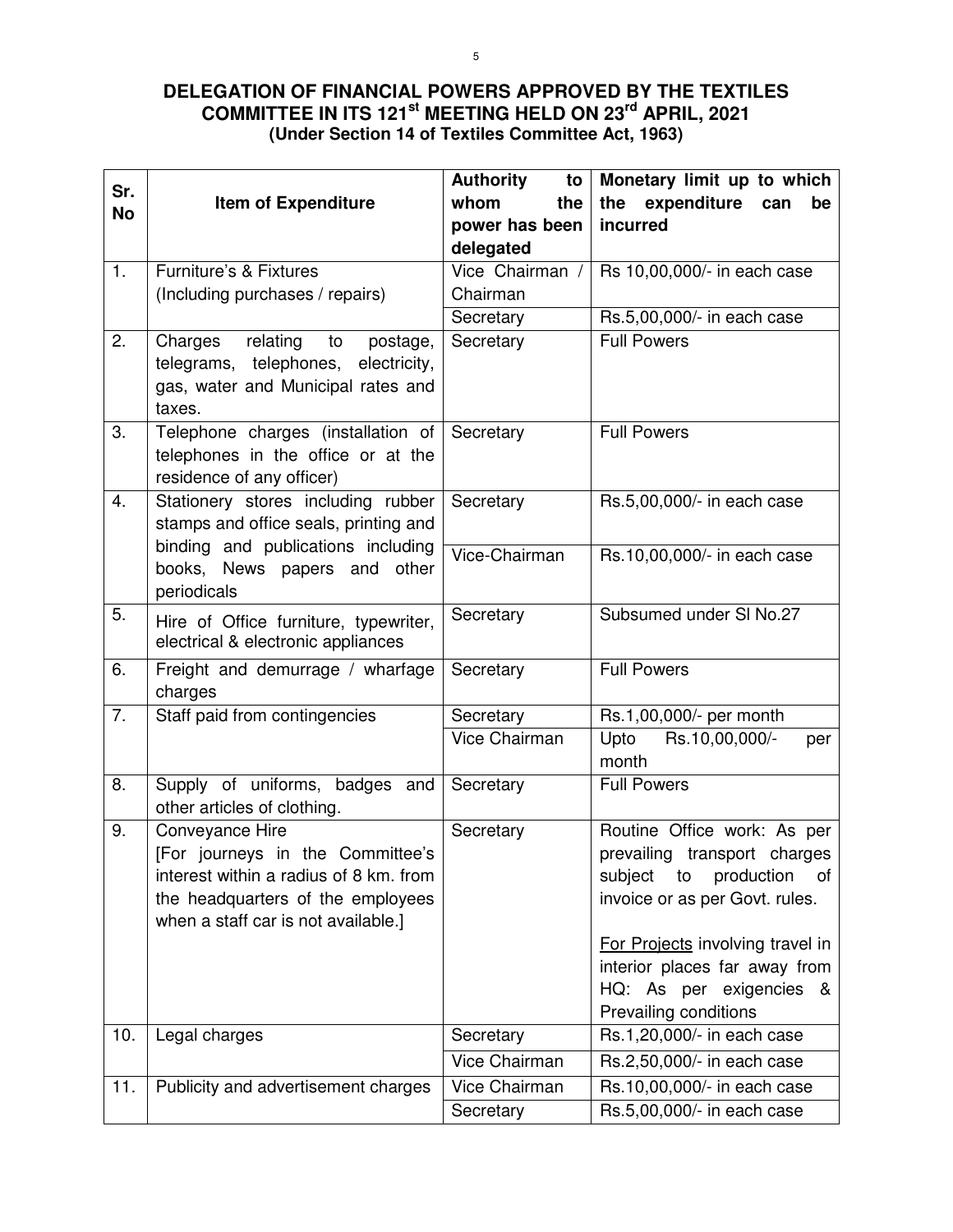**DELEGATION OF FINANCIAL POWERS APPROVED BY THE TEXTILES COMMITTEE IN ITS 121st MEETING HELD ON 23rd APRIL, 2021**
**(Under Section 14 of Textiles Committee Act, 1963)**

| Sr. No | Item of Expenditure | Authority to whom the power has been delegated | Monetary limit up to which the expenditure can be incurred |
|---|---|---|---|
| 1. | Furniture's & Fixtures (Including purchases / repairs) | Vice Chairman / Chairman | Rs 10,00,000/- in each case |
| | | Secretary | Rs.5,00,000/- in each case |
| 2. | Charges relating to postage, telegrams, telephones, electricity, gas, water and Municipal rates and taxes. | Secretary | Full Powers |
| 3. | Telephone charges (installation of telephones in the office or at the residence of any officer) | Secretary | Full Powers |
| 4. | Stationery stores including rubber stamps and office seals, printing and binding and publications including books, News papers and other periodicals | Secretary | Rs.5,00,000/- in each case |
| | | Vice-Chairman | Rs.10,00,000/- in each case |
| 5. | Hire of Office furniture, typewriter, electrical & electronic appliances | Secretary | Subsumed under Sl No.27 |
| 6. | Freight and demurrage / wharfage charges | Secretary | Full Powers |
| 7. | Staff paid from contingencies | Secretary | Rs.1,00,000/- per month |
| | | Vice Chairman | Upto Rs.10,00,000/- per month |
| 8. | Supply of uniforms, badges and other articles of clothing. | Secretary | Full Powers |
| 9. | Conveyance Hire [For journeys in the Committee's interest within a radius of 8 km. from the headquarters of the employees when a staff car is not available.] | Secretary | Routine Office work: As per prevailing transport charges subject to production of invoice or as per Govt. rules.<br><br>For Projects involving travel in interior places far away from HQ: As per exigencies & Prevailing conditions |
| 10. | Legal charges | Secretary | Rs.1,20,000/- in each case |
| | | Vice Chairman | Rs.2,50,000/- in each case |
| 11. | Publicity and advertisement charges | Vice Chairman | Rs.10,00,000/- in each case |
| | | Secretary | Rs.5,00,000/- in each case |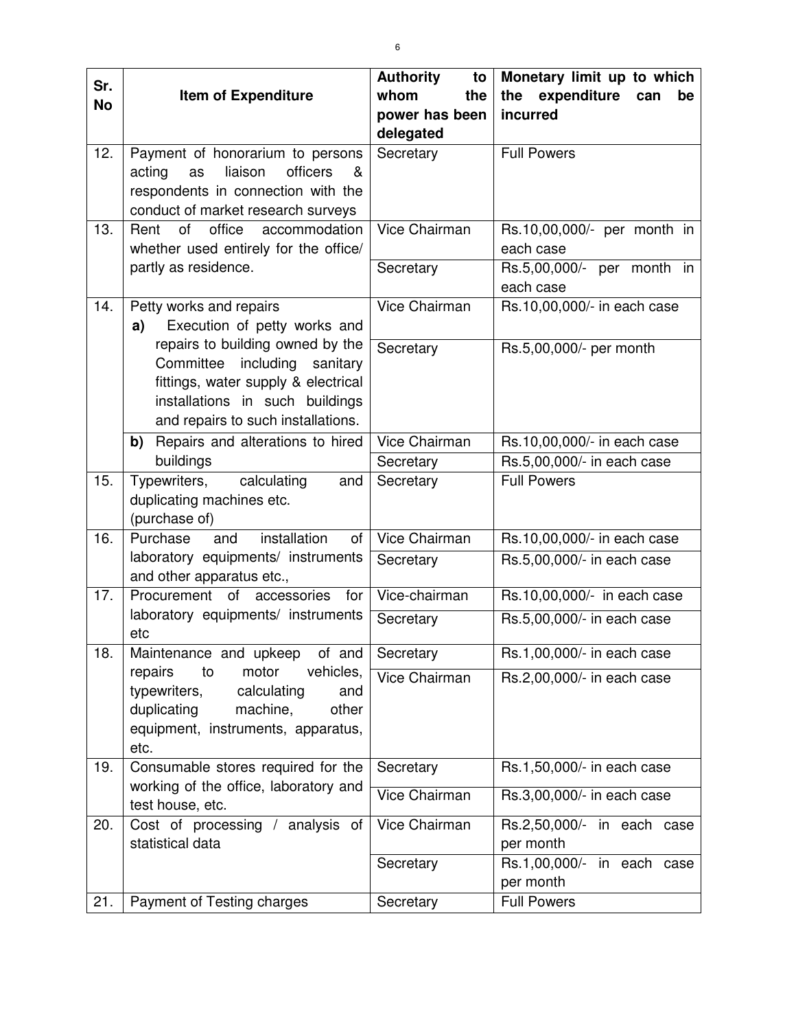| Sr. No | Item of Expenditure | Authority to whom the power has been delegated | Monetary limit up to which the expenditure can be incurred |
|---|---|---|---|
| 12. | Payment of honorarium to persons acting as liaison officers & respondents in connection with the conduct of market research surveys | Secretary | Full Powers |
| 13. | Rent of office accommodation whether used entirely for the office/ partly as residence. | Vice Chairman | Rs.10,00,000/- per month in each case |
| | | Secretary | Rs.5,00,000/- per month in each case |
| 14. | Petty works and repairs<br>**a)** Execution of petty works and repairs to building owned by the Committee including sanitary fittings, water supply & electrical installations in such buildings and repairs to such installations. | Vice Chairman | Rs.10,00,000/- in each case |
| | | Secretary | Rs.5,00,000/- per month |
| | **b)** Repairs and alterations to hired buildings | Vice Chairman | Rs.10,00,000/- in each case |
| | | Secretary | Rs.5,00,000/- in each case |
| 15. | Typewriters, calculating and duplicating machines etc. (purchase of) | Secretary | Full Powers |
| 16. | Purchase and installation of laboratory equipments/ instruments and other apparatus etc., | Vice Chairman | Rs.10,00,000/- in each case |
| | | Secretary | Rs.5,00,000/- in each case |
| 17. | Procurement of accessories for laboratory equipments/ instruments etc | Vice-chairman | Rs.10,00,000/- in each case |
| | | Secretary | Rs.5,00,000/- in each case |
| 18. | Maintenance and upkeep of and repairs to motor vehicles, typewriters, calculating and duplicating machine, other equipment, instruments, apparatus, etc. | Secretary | Rs.1,00,000/- in each case |
| | | Vice Chairman | Rs.2,00,000/- in each case |
| 19. | Consumable stores required for the working of the office, laboratory and test house, etc. | Secretary | Rs.1,50,000/- in each case |
| | | Vice Chairman | Rs.3,00,000/- in each case |
| 20. | Cost of processing / analysis of statistical data | Vice Chairman | Rs.2,50,000/- in each case per month |
| | | Secretary | Rs.1,00,000/- in each case per month |
| 21. | Payment of Testing charges | Secretary | Full Powers |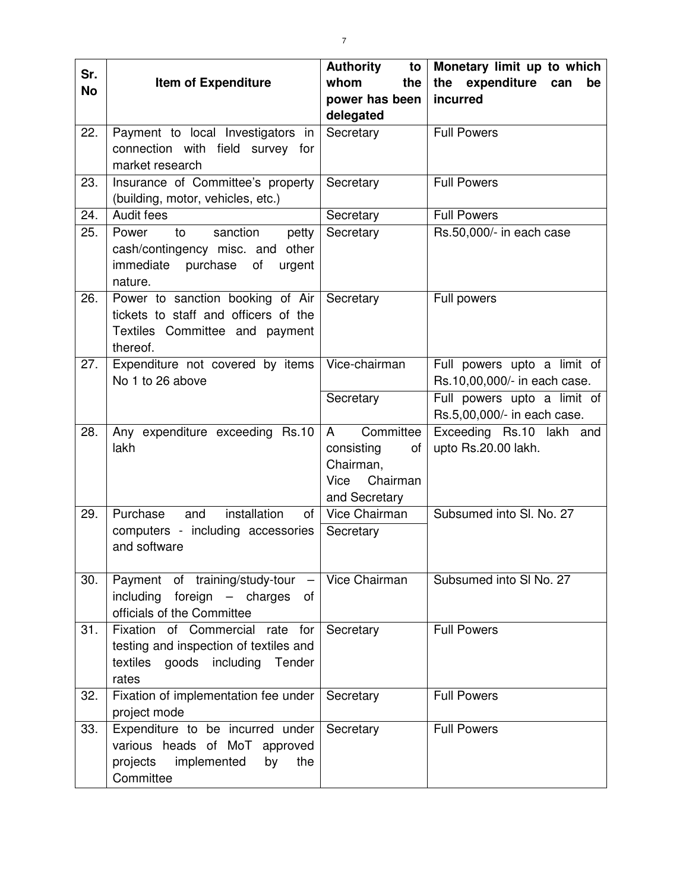| Sr. No | Item of Expenditure | Authority to whom the power has been delegated | Monetary limit up to which the expenditure can be incurred |
|---|---|---|---|
| 22. | Payment to local Investigators in connection with field survey for market research | Secretary | Full Powers |
| 23. | Insurance of Committee's property (building, motor, vehicles, etc.) | Secretary | Full Powers |
| 24. | Audit fees | Secretary | Full Powers |
| 25. | Power to sanction petty cash/contingency misc. and other immediate purchase of urgent nature. | Secretary | Rs.50,000/- in each case |
| 26. | Power to sanction booking of Air tickets to staff and officers of the Textiles Committee and payment thereof. | Secretary | Full powers |
| 27. | Expenditure not covered by items No 1 to 26 above | Vice-chairman | Full powers upto a limit of Rs.10,00,000/- in each case. |
| | | Secretary | Full powers upto a limit of Rs.5,00,000/- in each case. |
| 28. | Any expenditure exceeding Rs.10 lakh | A Committee consisting of Chairman, Vice Chairman and Secretary | Exceeding Rs.10 lakh and upto Rs.20.00 lakh. |
| 29. | Purchase and installation of computers - including accessories and software | Vice Chairman | Subsumed into Sl. No. 27 |
| | | Secretary | |
| 30. | Payment of training/study-tour – including foreign – charges of officials of the Committee | Vice Chairman | Subsumed into Sl No. 27 |
| 31. | Fixation of Commercial rate for testing and inspection of textiles and textiles goods including Tender rates | Secretary | Full Powers |
| 32. | Fixation of implementation fee under project mode | Secretary | Full Powers |
| 33. | Expenditure to be incurred under various heads of MoT approved projects implemented by the Committee | Secretary | Full Powers |